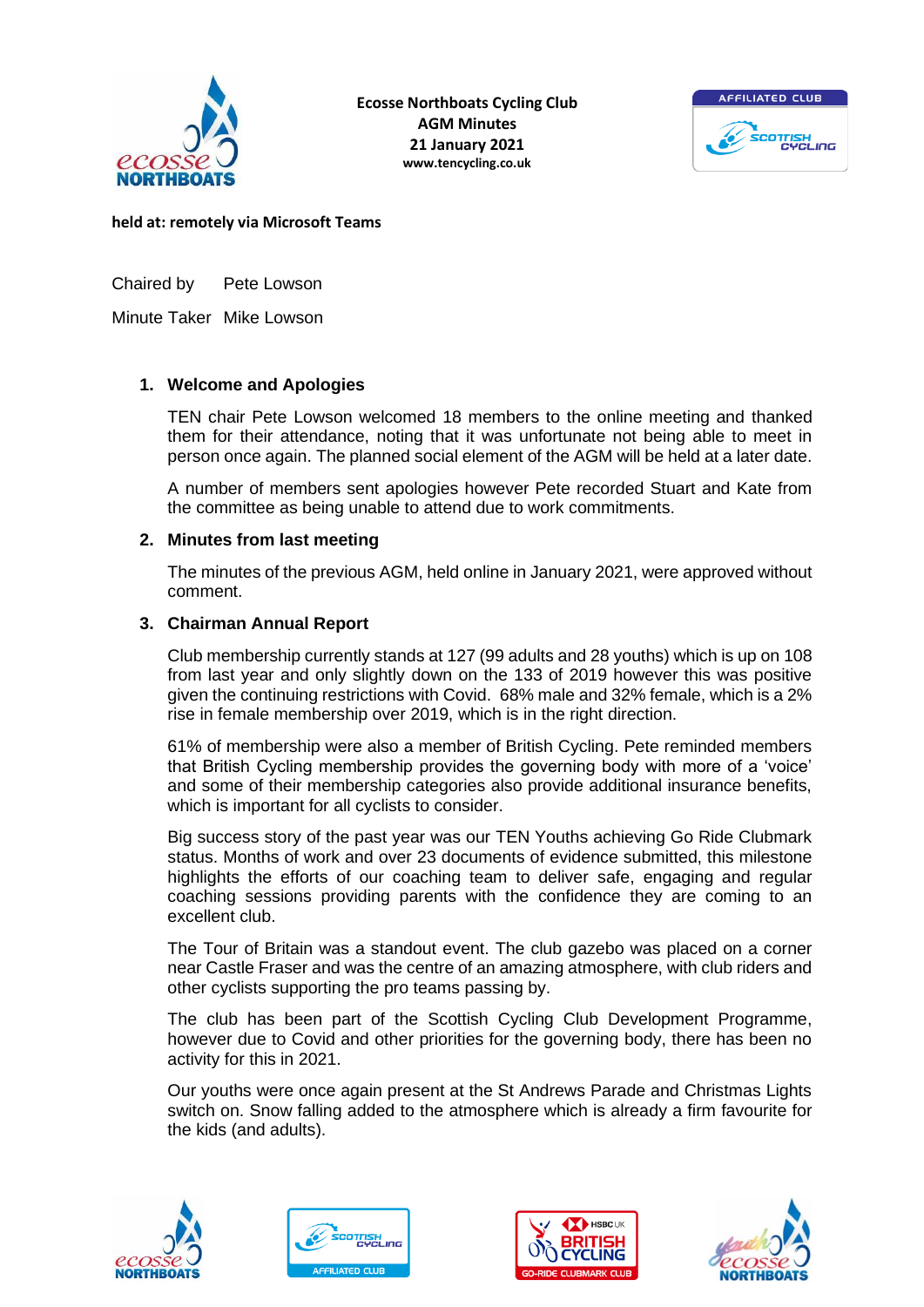**Ecosse Northboats Cycling Club**
**AGM Minutes**
**21 January 2021**
**www.tencycling.co.uk**

**held at: remotely via Microsoft Teams**

Chaired by Pete Lowson

Minute Taker Mike Lowson

## 1. Welcome and Apologies

TEN chair Pete Lowson welcomed 18 members to the online meeting and thanked them for their attendance, noting that it was unfortunate not being able to meet in person once again. The planned social element of the AGM will be held at a later date.

A number of members sent apologies however Pete recorded Stuart and Kate from the committee as being unable to attend due to work commitments.

## 2. Minutes from last meeting

The minutes of the previous AGM, held online in January 2021, were approved without comment.

## 3. Chairman Annual Report

Club membership currently stands at 127 (99 adults and 28 youths) which is up on 108 from last year and only slightly down on the 133 of 2019 however this was positive given the continuing restrictions with Covid. 68% male and 32% female, which is a 2% rise in female membership over 2019, which is in the right direction.

61% of membership were also a member of British Cycling. Pete reminded members that British Cycling membership provides the governing body with more of a 'voice' and some of their membership categories also provide additional insurance benefits, which is important for all cyclists to consider.

Big success story of the past year was our TEN Youths achieving Go Ride Clubmark status. Months of work and over 23 documents of evidence submitted, this milestone highlights the efforts of our coaching team to deliver safe, engaging and regular coaching sessions providing parents with the confidence they are coming to an excellent club.

The Tour of Britain was a standout event. The club gazebo was placed on a corner near Castle Fraser and was the centre of an amazing atmosphere, with club riders and other cyclists supporting the pro teams passing by.

The club has been part of the Scottish Cycling Club Development Programme, however due to Covid and other priorities for the governing body, there has been no activity for this in 2021.

Our youths were once again present at the St Andrews Parade and Christmas Lights switch on. Snow falling added to the atmosphere which is already a firm favourite for the kids (and adults).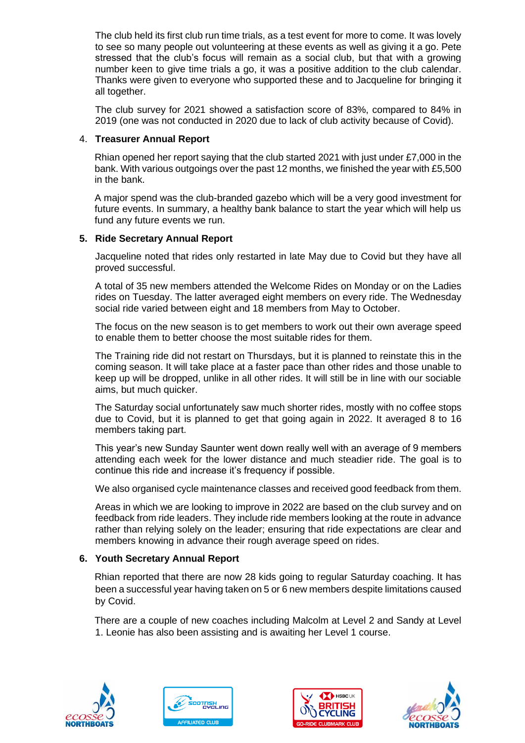The club held its first club run time trials, as a test event for more to come. It was lovely to see so many people out volunteering at these events as well as giving it a go. Pete stressed that the club's focus will remain as a social club, but that with a growing number keen to give time trials a go, it was a positive addition to the club calendar. Thanks were given to everyone who supported these and to Jacqueline for bringing it all together.

The club survey for 2021 showed a satisfaction score of 83%, compared to 84% in 2019 (one was not conducted in 2020 due to lack of club activity because of Covid).

4. **Treasurer Annual Report**

Rhian opened her report saying that the club started 2021 with just under £7,000 in the bank. With various outgoings over the past 12 months, we finished the year with £5,500 in the bank.

A major spend was the club-branded gazebo which will be a very good investment for future events. In summary, a healthy bank balance to start the year which will help us fund any future events we run.

5. **Ride Secretary Annual Report**

Jacqueline noted that rides only restarted in late May due to Covid but they have all proved successful.

A total of 35 new members attended the Welcome Rides on Monday or on the Ladies rides on Tuesday. The latter averaged eight members on every ride. The Wednesday social ride varied between eight and 18 members from May to October.

The focus on the new season is to get members to work out their own average speed to enable them to better choose the most suitable rides for them.

The Training ride did not restart on Thursdays, but it is planned to reinstate this in the coming season. It will take place at a faster pace than other rides and those unable to keep up will be dropped, unlike in all other rides. It will still be in line with our sociable aims, but much quicker.

The Saturday social unfortunately saw much shorter rides, mostly with no coffee stops due to Covid, but it is planned to get that going again in 2022. It averaged 8 to 16 members taking part.

This year's new Sunday Saunter went down really well with an average of 9 members attending each week for the lower distance and much steadier ride. The goal is to continue this ride and increase it's frequency if possible.

We also organised cycle maintenance classes and received good feedback from them.

Areas in which we are looking to improve in 2022 are based on the club survey and on feedback from ride leaders. They include ride members looking at the route in advance rather than relying solely on the leader; ensuring that ride expectations are clear and members knowing in advance their rough average speed on rides.

6. **Youth Secretary Annual Report**

Rhian reported that there are now 28 kids going to regular Saturday coaching. It has been a successful year having taken on 5 or 6 new members despite limitations caused by Covid.

There are a couple of new coaches including Malcolm at Level 2 and Sandy at Level 1. Leonie has also been assisting and is awaiting her Level 1 course.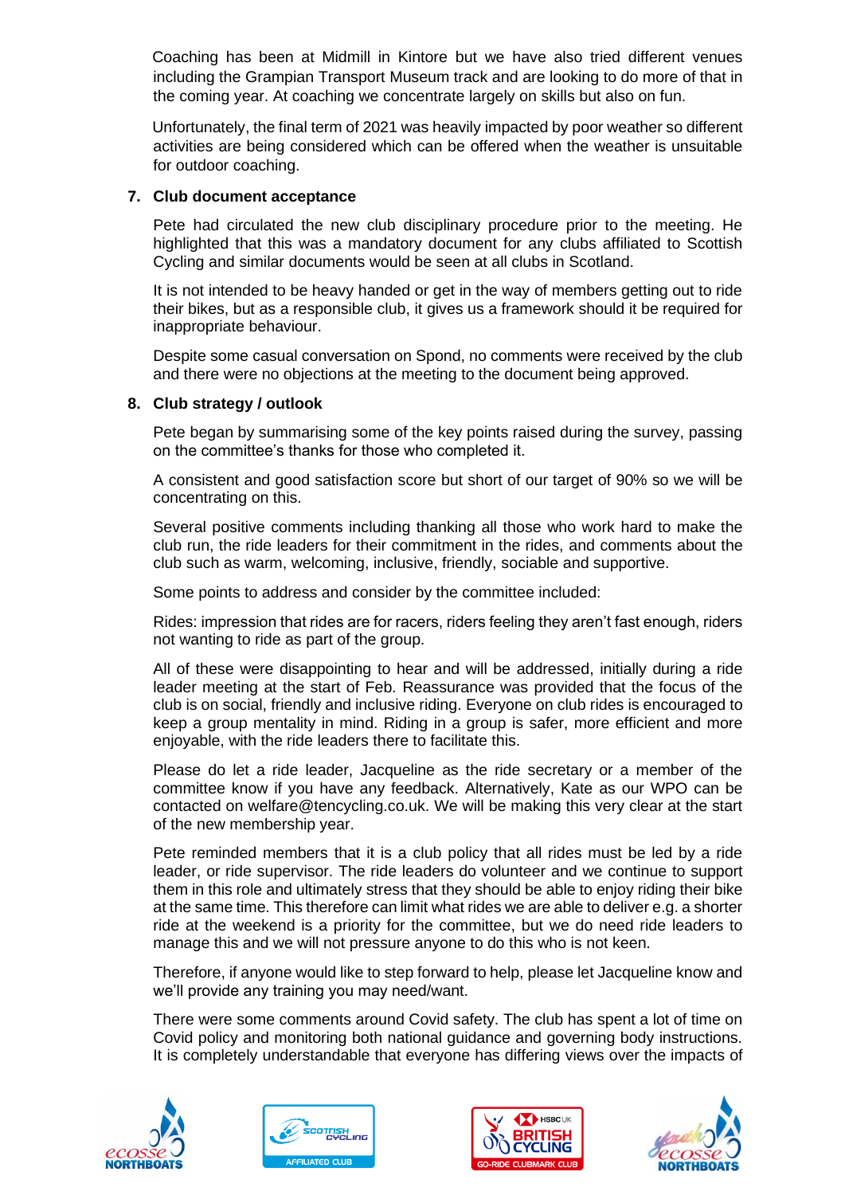Coaching has been at Midmill in Kintore but we have also tried different venues including the Grampian Transport Museum track and are looking to do more of that in the coming year. At coaching we concentrate largely on skills but also on fun.

Unfortunately, the final term of 2021 was heavily impacted by poor weather so different activities are being considered which can be offered when the weather is unsuitable for outdoor coaching.

**7. Club document acceptance**

Pete had circulated the new club disciplinary procedure prior to the meeting. He highlighted that this was a mandatory document for any clubs affiliated to Scottish Cycling and similar documents would be seen at all clubs in Scotland.

It is not intended to be heavy handed or get in the way of members getting out to ride their bikes, but as a responsible club, it gives us a framework should it be required for inappropriate behaviour.

Despite some casual conversation on Spond, no comments were received by the club and there were no objections at the meeting to the document being approved.

**8. Club strategy / outlook**

Pete began by summarising some of the key points raised during the survey, passing on the committee's thanks for those who completed it.

A consistent and good satisfaction score but short of our target of 90% so we will be concentrating on this.

Several positive comments including thanking all those who work hard to make the club run, the ride leaders for their commitment in the rides, and comments about the club such as warm, welcoming, inclusive, friendly, sociable and supportive.

Some points to address and consider by the committee included:

Rides: impression that rides are for racers, riders feeling they aren't fast enough, riders not wanting to ride as part of the group.

All of these were disappointing to hear and will be addressed, initially during a ride leader meeting at the start of Feb. Reassurance was provided that the focus of the club is on social, friendly and inclusive riding. Everyone on club rides is encouraged to keep a group mentality in mind. Riding in a group is safer, more efficient and more enjoyable, with the ride leaders there to facilitate this.

Please do let a ride leader, Jacqueline as the ride secretary or a member of the committee know if you have any feedback. Alternatively, Kate as our WPO can be contacted on welfare@tencycling.co.uk. We will be making this very clear at the start of the new membership year.

Pete reminded members that it is a club policy that all rides must be led by a ride leader, or ride supervisor. The ride leaders do volunteer and we continue to support them in this role and ultimately stress that they should be able to enjoy riding their bike at the same time. This therefore can limit what rides we are able to deliver e.g. a shorter ride at the weekend is a priority for the committee, but we do need ride leaders to manage this and we will not pressure anyone to do this who is not keen.

Therefore, if anyone would like to step forward to help, please let Jacqueline know and we'll provide any training you may need/want.

There were some comments around Covid safety. The club has spent a lot of time on Covid policy and monitoring both national guidance and governing body instructions. It is completely understandable that everyone has differing views over the impacts of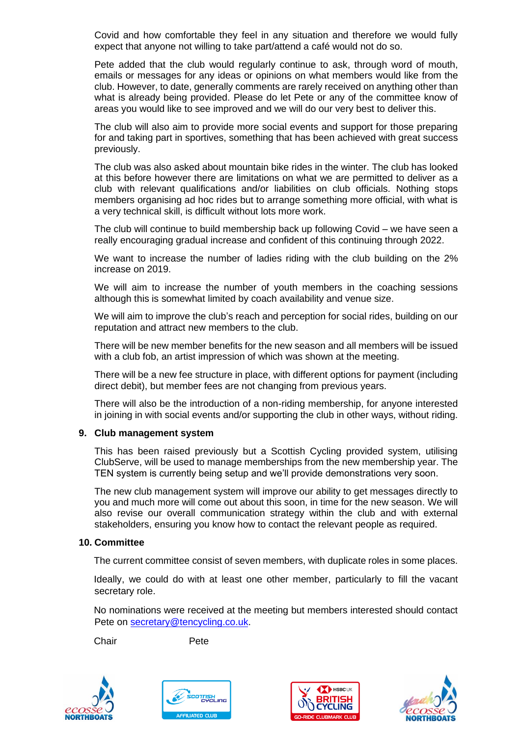Covid and how comfortable they feel in any situation and therefore we would fully expect that anyone not willing to take part/attend a café would not do so.

Pete added that the club would regularly continue to ask, through word of mouth, emails or messages for any ideas or opinions on what members would like from the club. However, to date, generally comments are rarely received on anything other than what is already being provided. Please do let Pete or any of the committee know of areas you would like to see improved and we will do our very best to deliver this.

The club will also aim to provide more social events and support for those preparing for and taking part in sportives, something that has been achieved with great success previously.

The club was also asked about mountain bike rides in the winter. The club has looked at this before however there are limitations on what we are permitted to deliver as a club with relevant qualifications and/or liabilities on club officials. Nothing stops members organising ad hoc rides but to arrange something more official, with what is a very technical skill, is difficult without lots more work.

The club will continue to build membership back up following Covid – we have seen a really encouraging gradual increase and confident of this continuing through 2022.

We want to increase the number of ladies riding with the club building on the 2% increase on 2019.

We will aim to increase the number of youth members in the coaching sessions although this is somewhat limited by coach availability and venue size.

We will aim to improve the club's reach and perception for social rides, building on our reputation and attract new members to the club.

There will be new member benefits for the new season and all members will be issued with a club fob, an artist impression of which was shown at the meeting.

There will be a new fee structure in place, with different options for payment (including direct debit), but member fees are not changing from previous years.

There will also be the introduction of a non-riding membership, for anyone interested in joining in with social events and/or supporting the club in other ways, without riding.

**9. Club management system**

This has been raised previously but a Scottish Cycling provided system, utilising ClubServe, will be used to manage memberships from the new membership year. The TEN system is currently being setup and we'll provide demonstrations very soon.

The new club management system will improve our ability to get messages directly to you and much more will come out about this soon, in time for the new season. We will also revise our overall communication strategy within the club and with external stakeholders, ensuring you know how to contact the relevant people as required.

**10. Committee**

The current committee consist of seven members, with duplicate roles in some places.

Ideally, we could do with at least one other member, particularly to fill the vacant secretary role.

No nominations were received at the meeting but members interested should contact Pete on secretary@tencycling.co.uk.

Chair Pete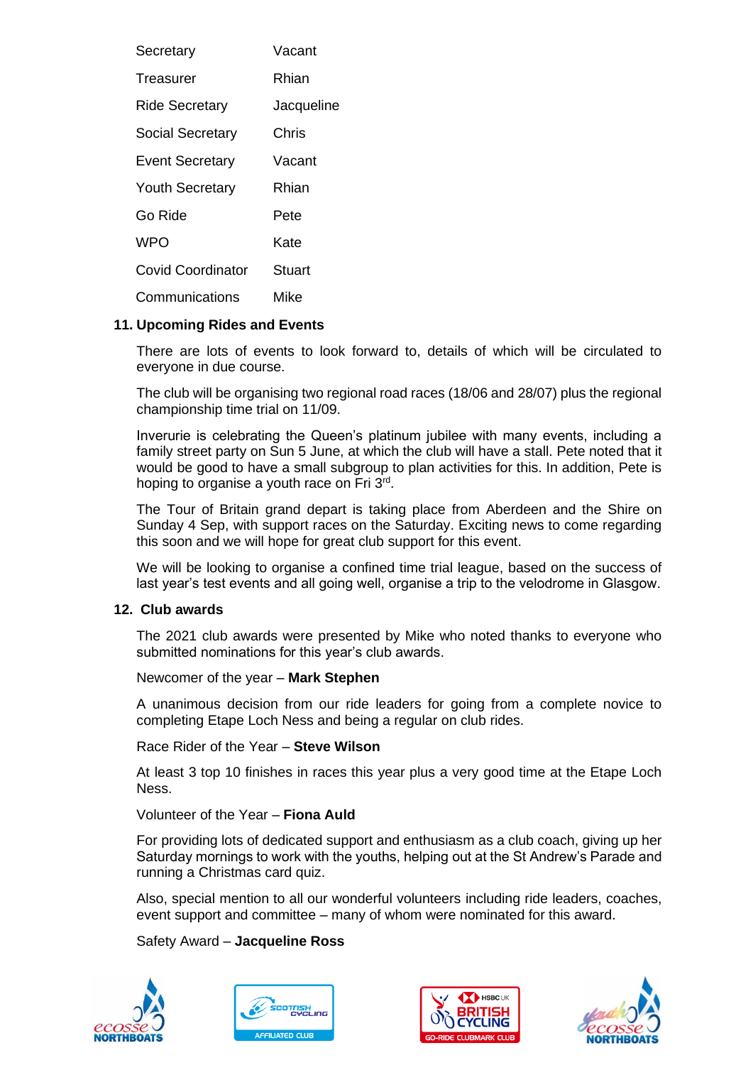| | |
|---|---|
| Secretary | Vacant |
| Treasurer | Rhian |
| Ride Secretary | Jacqueline |
| Social Secretary | Chris |
| Event Secretary | Vacant |
| Youth Secretary | Rhian |
| Go Ride | Pete |
| WPO | Kate |
| Covid Coordinator | Stuart |
| Communications | Mike |

**11. Upcoming Rides and Events**

There are lots of events to look forward to, details of which will be circulated to everyone in due course.

The club will be organising two regional road races (18/06 and 28/07) plus the regional championship time trial on 11/09.

Inverurie is celebrating the Queen's platinum jubilee with many events, including a family street party on Sun 5 June, at which the club will have a stall. Pete noted that it would be good to have a small subgroup to plan activities for this. In addition, Pete is hoping to organise a youth race on Fri 3rd.

The Tour of Britain grand depart is taking place from Aberdeen and the Shire on Sunday 4 Sep, with support races on the Saturday. Exciting news to come regarding this soon and we will hope for great club support for this event.

We will be looking to organise a confined time trial league, based on the success of last year's test events and all going well, organise a trip to the velodrome in Glasgow.

**12. Club awards**

The 2021 club awards were presented by Mike who noted thanks to everyone who submitted nominations for this year's club awards.

Newcomer of the year – **Mark Stephen**

A unanimous decision from our ride leaders for going from a complete novice to completing Etape Loch Ness and being a regular on club rides.

Race Rider of the Year – **Steve Wilson**

At least 3 top 10 finishes in races this year plus a very good time at the Etape Loch Ness.

Volunteer of the Year – **Fiona Auld**

For providing lots of dedicated support and enthusiasm as a club coach, giving up her Saturday mornings to work with the youths, helping out at the St Andrew's Parade and running a Christmas card quiz.

Also, special mention to all our wonderful volunteers including ride leaders, coaches, event support and committee – many of whom were nominated for this award.

Safety Award – **Jacqueline Ross**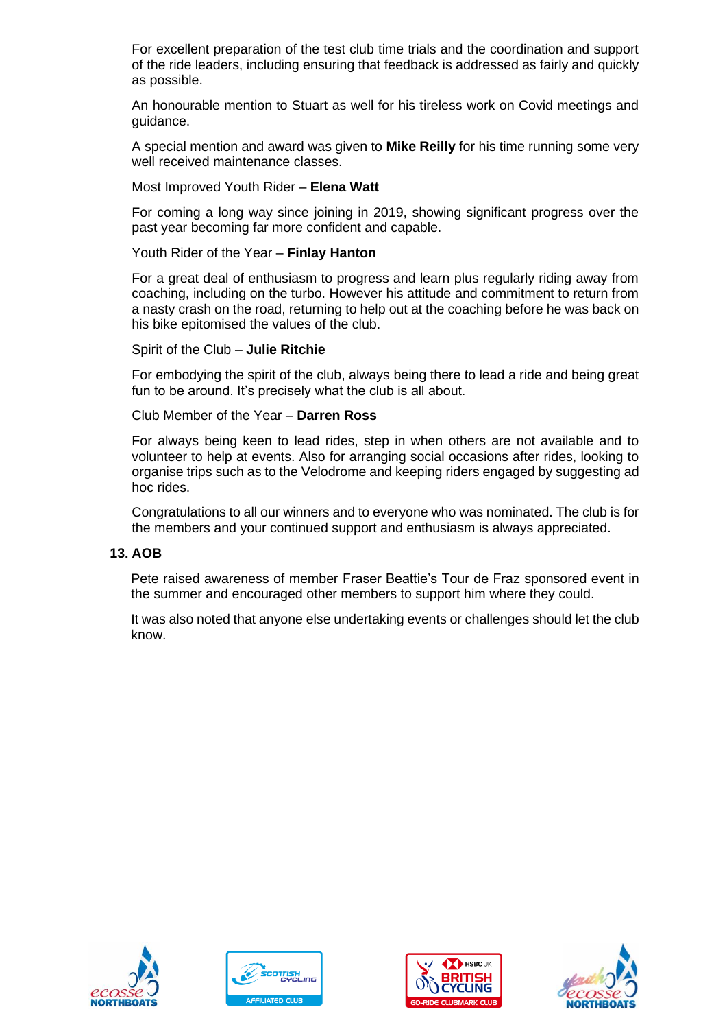For excellent preparation of the test club time trials and the coordination and support of the ride leaders, including ensuring that feedback is addressed as fairly and quickly as possible.

An honourable mention to Stuart as well for his tireless work on Covid meetings and guidance.

A special mention and award was given to **Mike Reilly** for his time running some very well received maintenance classes.

Most Improved Youth Rider – **Elena Watt**

For coming a long way since joining in 2019, showing significant progress over the past year becoming far more confident and capable.

Youth Rider of the Year – **Finlay Hanton**

For a great deal of enthusiasm to progress and learn plus regularly riding away from coaching, including on the turbo. However his attitude and commitment to return from a nasty crash on the road, returning to help out at the coaching before he was back on his bike epitomised the values of the club.

Spirit of the Club – **Julie Ritchie**

For embodying the spirit of the club, always being there to lead a ride and being great fun to be around. It's precisely what the club is all about.

Club Member of the Year – **Darren Ross**

For always being keen to lead rides, step in when others are not available and to volunteer to help at events. Also for arranging social occasions after rides, looking to organise trips such as to the Velodrome and keeping riders engaged by suggesting ad hoc rides.

Congratulations to all our winners and to everyone who was nominated. The club is for the members and your continued support and enthusiasm is always appreciated.

**13. AOB**

Pete raised awareness of member Fraser Beattie's Tour de Fraz sponsored event in the summer and encouraged other members to support him where they could.

It was also noted that anyone else undertaking events or challenges should let the club know.